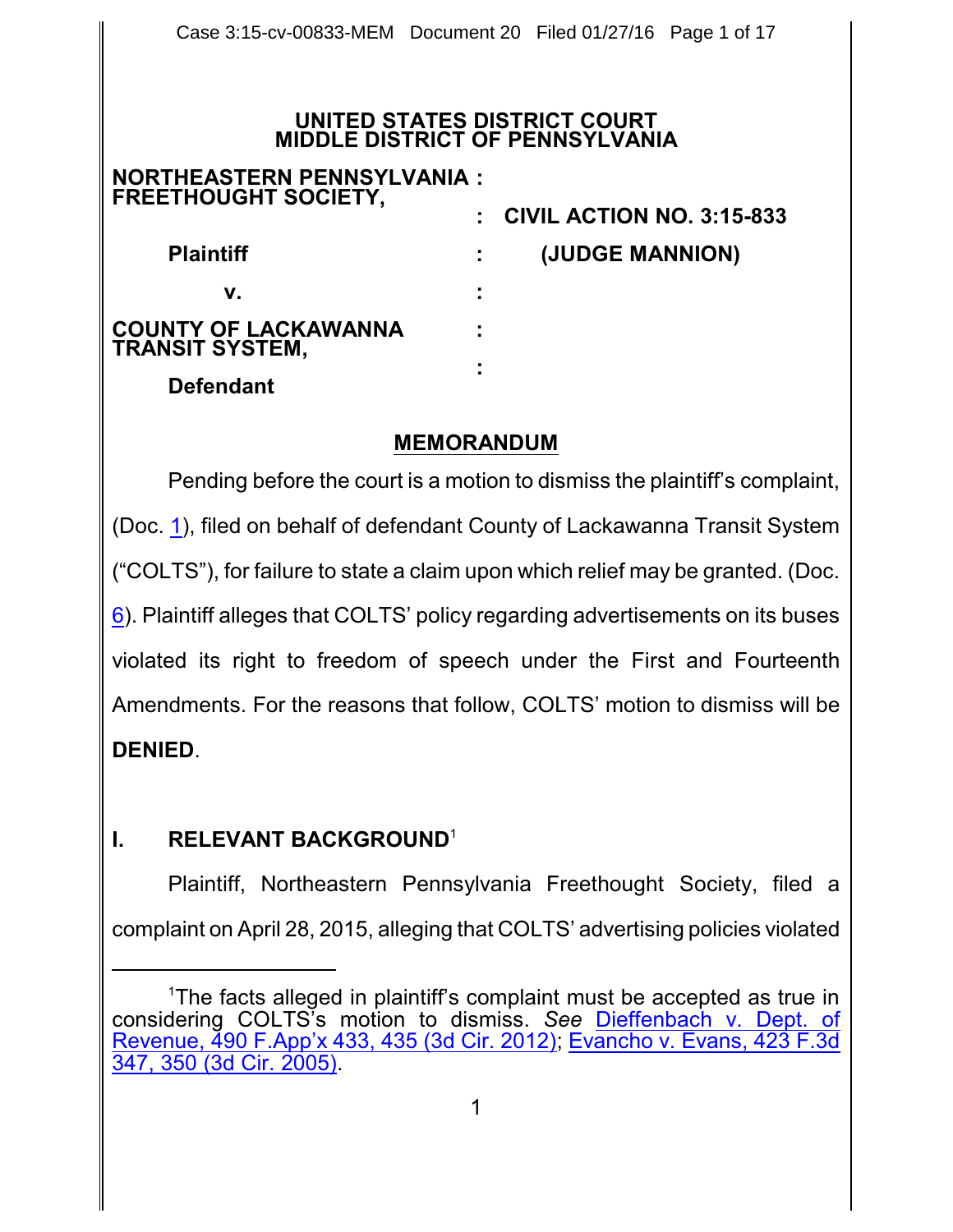# UNITED STATES DISTRICT COURT
# MIDDLE DISTRICT OF PENNSYLVANIA

| | | |
|---|---|---|
| **NORTHEASTERN PENNSYLVANIA FREETHOUGHT SOCIETY,** | : | |
| | : | **CIVIL ACTION NO. 3:15-833** |
| **Plaintiff** | : | **(JUDGE MANNION)** |
| **v.** | : | |
| **COUNTY OF LACKAWANNA TRANSIT SYSTEM,** | : | |
| | : | |
| **Defendant** | | |

## MEMORANDUM

Pending before the court is a motion to dismiss the plaintiff's complaint, (Doc. 1), filed on behalf of defendant County of Lackawanna Transit System ("COLTS"), for failure to state a claim upon which relief may be granted. (Doc. 6). Plaintiff alleges that COLTS' policy regarding advertisements on its buses violated its right to freedom of speech under the First and Fourteenth Amendments. For the reasons that follow, COLTS' motion to dismiss will be **DENIED**.

## I. RELEVANT BACKGROUND[1]

Plaintiff, Northeastern Pennsylvania Freethought Society, filed a complaint on April 28, 2015, alleging that COLTS' advertising policies violated

---

[1]The facts alleged in plaintiff's complaint must be accepted as true in considering COLTS's motion to dismiss. *See* Dieffenbach v. Dept. of Revenue, 490 F.App'x 433, 435 (3d Cir. 2012); Evancho v. Evans, 423 F.3d 347, 350 (3d Cir. 2005).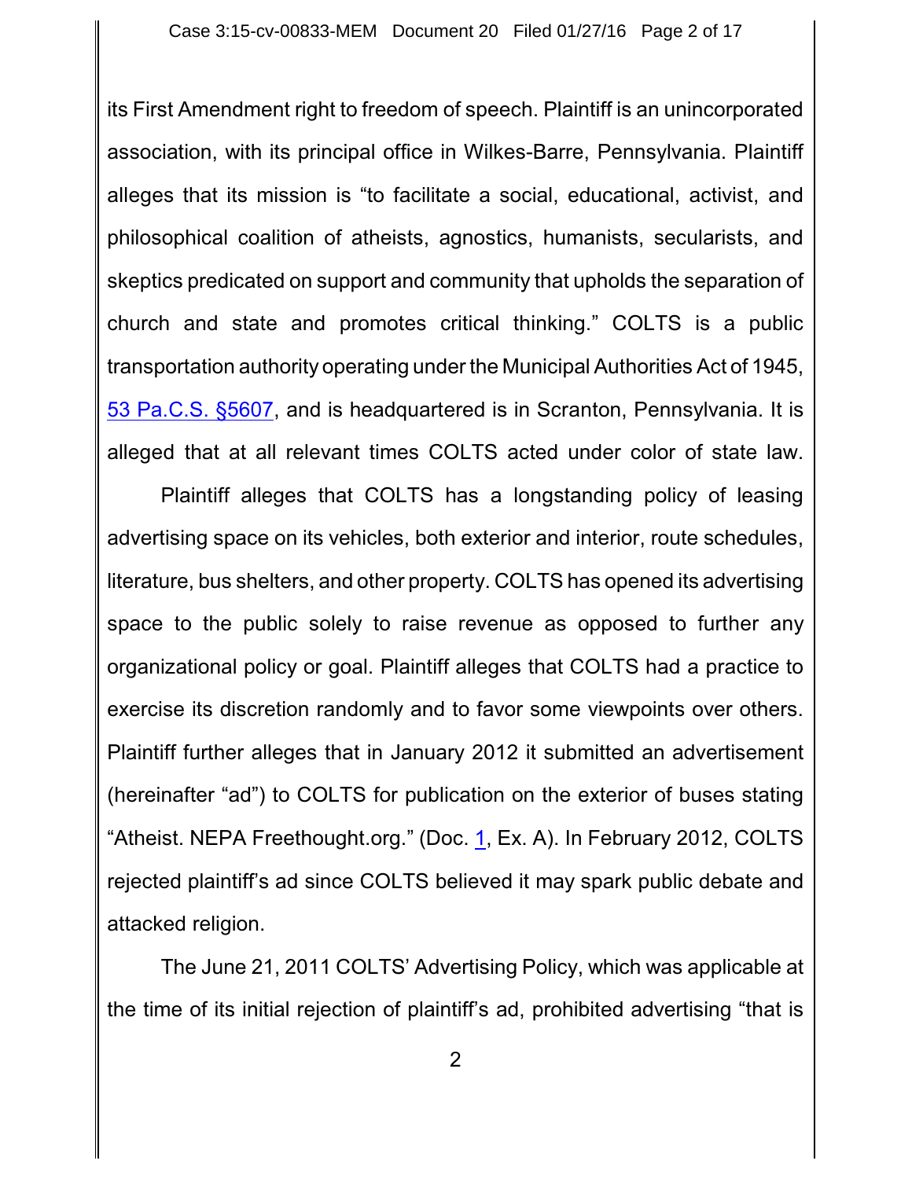its First Amendment right to freedom of speech. Plaintiff is an unincorporated association, with its principal office in Wilkes-Barre, Pennsylvania. Plaintiff alleges that its mission is "to facilitate a social, educational, activist, and philosophical coalition of atheists, agnostics, humanists, secularists, and skeptics predicated on support and community that upholds the separation of church and state and promotes critical thinking." COLTS is a public transportation authority operating under the Municipal Authorities Act of 1945, 53 Pa.C.S. §5607, and is headquartered is in Scranton, Pennsylvania. It is alleged that at all relevant times COLTS acted under color of state law.

Plaintiff alleges that COLTS has a longstanding policy of leasing advertising space on its vehicles, both exterior and interior, route schedules, literature, bus shelters, and other property. COLTS has opened its advertising space to the public solely to raise revenue as opposed to further any organizational policy or goal. Plaintiff alleges that COLTS had a practice to exercise its discretion randomly and to favor some viewpoints over others. Plaintiff further alleges that in January 2012 it submitted an advertisement (hereinafter "ad") to COLTS for publication on the exterior of buses stating "Atheist. NEPA Freethought.org." (Doc. 1, Ex. A). In February 2012, COLTS rejected plaintiff's ad since COLTS believed it may spark public debate and attacked religion.

The June 21, 2011 COLTS' Advertising Policy, which was applicable at the time of its initial rejection of plaintiff's ad, prohibited advertising "that is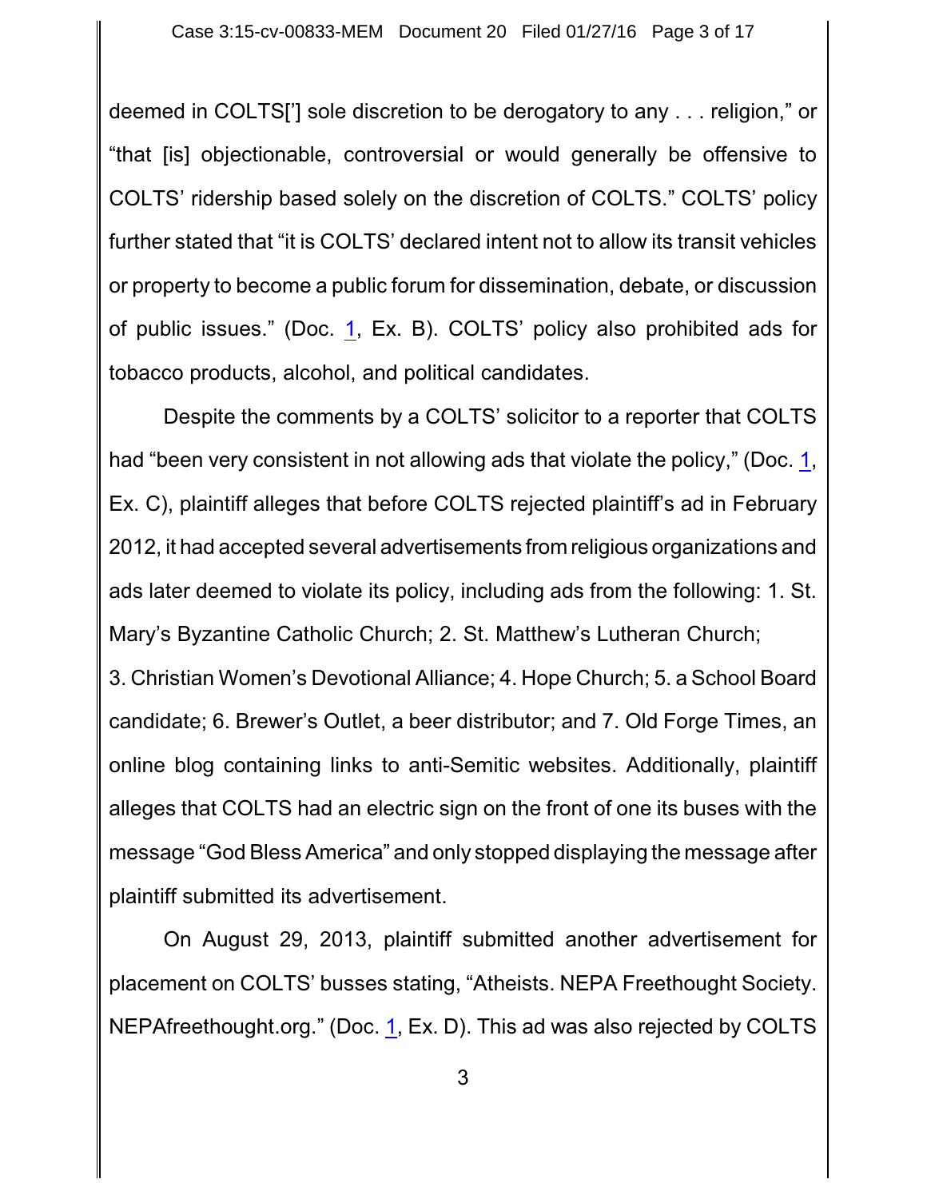deemed in COLTS['] sole discretion to be derogatory to any . . . religion," or "that [is] objectionable, controversial or would generally be offensive to COLTS' ridership based solely on the discretion of COLTS." COLTS' policy further stated that "it is COLTS' declared intent not to allow its transit vehicles or property to become a public forum for dissemination, debate, or discussion of public issues." (Doc. 1, Ex. B). COLTS' policy also prohibited ads for tobacco products, alcohol, and political candidates.

Despite the comments by a COLTS' solicitor to a reporter that COLTS had "been very consistent in not allowing ads that violate the policy," (Doc. 1, Ex. C), plaintiff alleges that before COLTS rejected plaintiff's ad in February 2012, it had accepted several advertisements from religious organizations and ads later deemed to violate its policy, including ads from the following: 1. St. Mary's Byzantine Catholic Church; 2. St. Matthew's Lutheran Church; 3. Christian Women's Devotional Alliance; 4. Hope Church; 5. a School Board candidate; 6. Brewer's Outlet, a beer distributor; and 7. Old Forge Times, an online blog containing links to anti-Semitic websites. Additionally, plaintiff alleges that COLTS had an electric sign on the front of one its buses with the message "God Bless America" and only stopped displaying the message after plaintiff submitted its advertisement.

On August 29, 2013, plaintiff submitted another advertisement for placement on COLTS' busses stating, "Atheists. NEPA Freethought Society. NEPAfreethought.org." (Doc. 1, Ex. D). This ad was also rejected by COLTS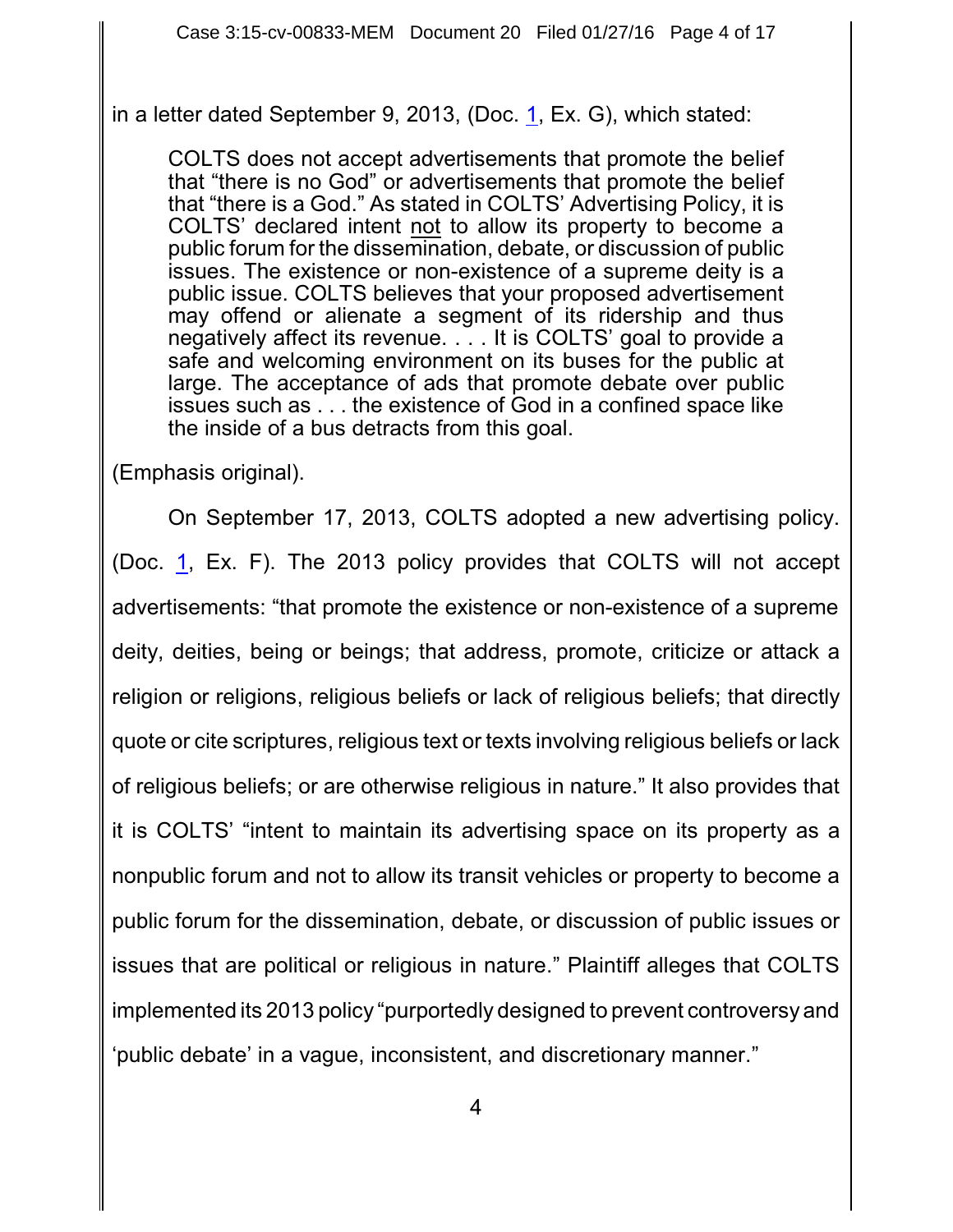in a letter dated September 9, 2013, (Doc. 1, Ex. G), which stated:

> COLTS does not accept advertisements that promote the belief that "there is no God" or advertisements that promote the belief that "there is a God." As stated in COLTS' Advertising Policy, it is COLTS' declared intent <u>not</u> to allow its property to become a public forum for the dissemination, debate, or discussion of public issues. The existence or non-existence of a supreme deity is a public issue. COLTS believes that your proposed advertisement may offend or alienate a segment of its ridership and thus negatively affect its revenue. . . . It is COLTS' goal to provide a safe and welcoming environment on its buses for the public at large. The acceptance of ads that promote debate over public issues such as . . . the existence of God in a confined space like the inside of a bus detracts from this goal.

(Emphasis original).

On September 17, 2013, COLTS adopted a new advertising policy. (Doc. 1, Ex. F). The 2013 policy provides that COLTS will not accept advertisements: "that promote the existence or non-existence of a supreme deity, deities, being or beings; that address, promote, criticize or attack a religion or religions, religious beliefs or lack of religious beliefs; that directly quote or cite scriptures, religious text or texts involving religious beliefs or lack of religious beliefs; or are otherwise religious in nature." It also provides that it is COLTS' "intent to maintain its advertising space on its property as a nonpublic forum and not to allow its transit vehicles or property to become a public forum for the dissemination, debate, or discussion of public issues or issues that are political or religious in nature." Plaintiff alleges that COLTS implemented its 2013 policy "purportedly designed to prevent controversy and 'public debate' in a vague, inconsistent, and discretionary manner."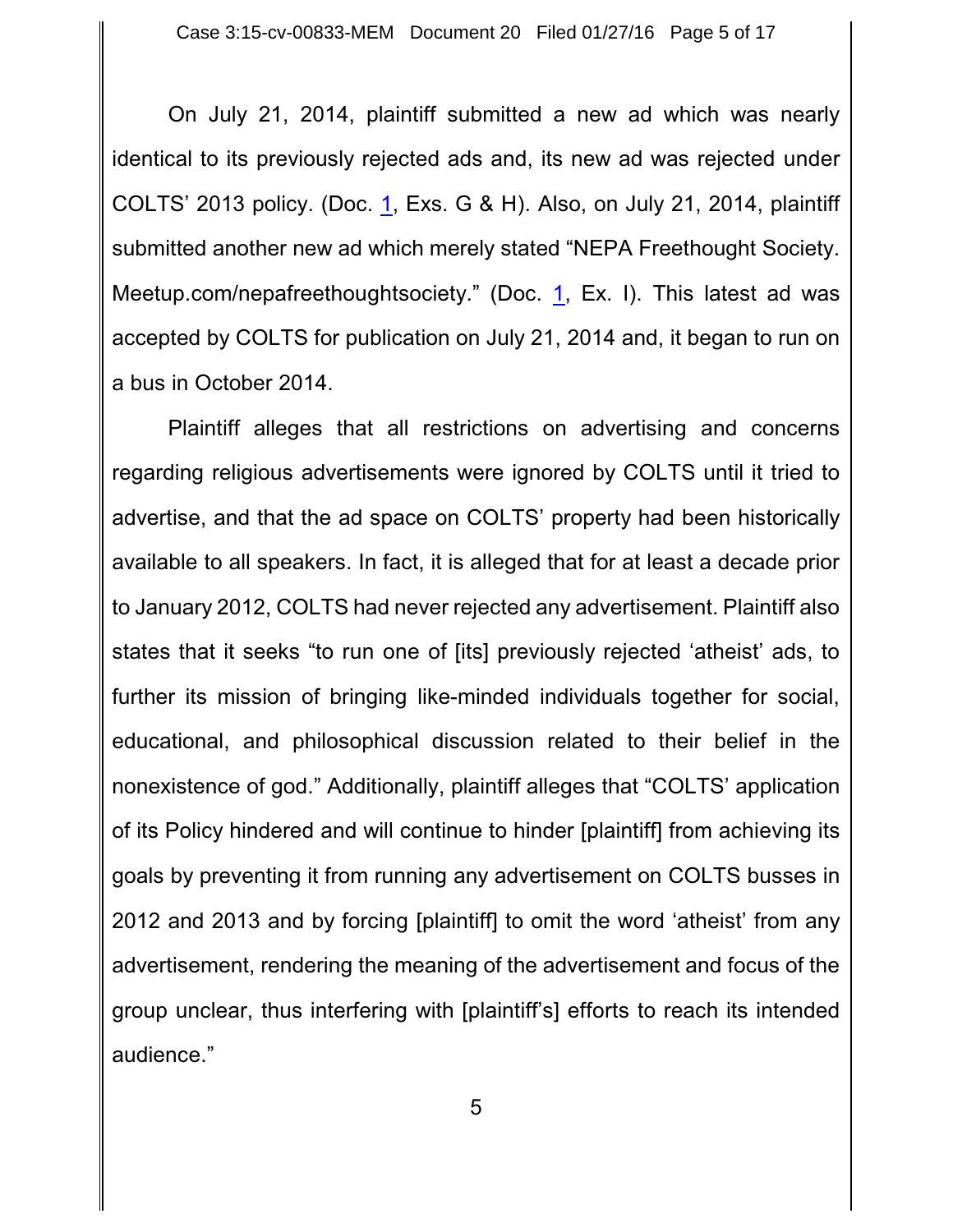On July 21, 2014, plaintiff submitted a new ad which was nearly identical to its previously rejected ads and, its new ad was rejected under COLTS' 2013 policy. (Doc. 1, Exs. G & H). Also, on July 21, 2014, plaintiff submitted another new ad which merely stated "NEPA Freethought Society. Meetup.com/nepafreethoughtsociety." (Doc. 1, Ex. I). This latest ad was accepted by COLTS for publication on July 21, 2014 and, it began to run on a bus in October 2014.

Plaintiff alleges that all restrictions on advertising and concerns regarding religious advertisements were ignored by COLTS until it tried to advertise, and that the ad space on COLTS' property had been historically available to all speakers. In fact, it is alleged that for at least a decade prior to January 2012, COLTS had never rejected any advertisement. Plaintiff also states that it seeks "to run one of [its] previously rejected 'atheist' ads, to further its mission of bringing like-minded individuals together for social, educational, and philosophical discussion related to their belief in the nonexistence of god." Additionally, plaintiff alleges that "COLTS' application of its Policy hindered and will continue to hinder [plaintiff] from achieving its goals by preventing it from running any advertisement on COLTS busses in 2012 and 2013 and by forcing [plaintiff] to omit the word 'atheist' from any advertisement, rendering the meaning of the advertisement and focus of the group unclear, thus interfering with [plaintiff's] efforts to reach its intended audience."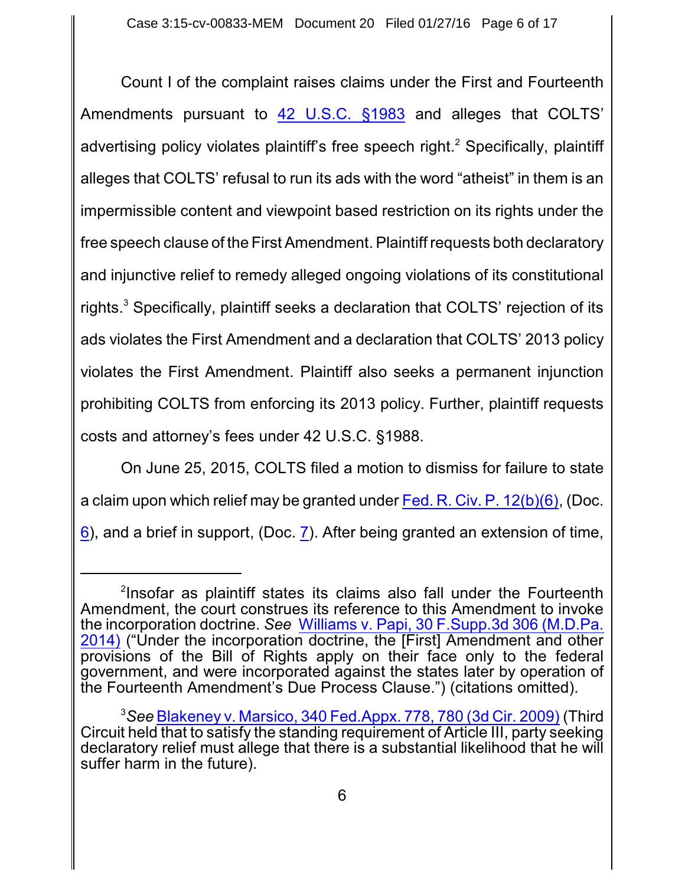Count I of the complaint raises claims under the First and Fourteenth Amendments pursuant to 42 U.S.C. §1983 and alleges that COLTS' advertising policy violates plaintiff's free speech right.[2] Specifically, plaintiff alleges that COLTS' refusal to run its ads with the word "atheist" in them is an impermissible content and viewpoint based restriction on its rights under the free speech clause of the First Amendment. Plaintiff requests both declaratory and injunctive relief to remedy alleged ongoing violations of its constitutional rights.[3] Specifically, plaintiff seeks a declaration that COLTS' rejection of its ads violates the First Amendment and a declaration that COLTS' 2013 policy violates the First Amendment. Plaintiff also seeks a permanent injunction prohibiting COLTS from enforcing its 2013 policy. Further, plaintiff requests costs and attorney's fees under 42 U.S.C. §1988.

On June 25, 2015, COLTS filed a motion to dismiss for failure to state a claim upon which relief may be granted under Fed. R. Civ. P. 12(b)(6), (Doc. 6), and a brief in support, (Doc. 7). After being granted an extension of time,

---

[2]Insofar as plaintiff states its claims also fall under the Fourteenth Amendment, the court construes its reference to this Amendment to invoke the incorporation doctrine. *See* Williams v. Papi, 30 F.Supp.3d 306 (M.D.Pa. 2014) ("Under the incorporation doctrine, the [First] Amendment and other provisions of the Bill of Rights apply on their face only to the federal government, and were incorporated against the states later by operation of the Fourteenth Amendment's Due Process Clause.") (citations omitted).

[3]*See* Blakeney v. Marsico, 340 Fed.Appx. 778, 780 (3d Cir. 2009) (Third Circuit held that to satisfy the standing requirement of Article III, party seeking declaratory relief must allege that there is a substantial likelihood that he will suffer harm in the future).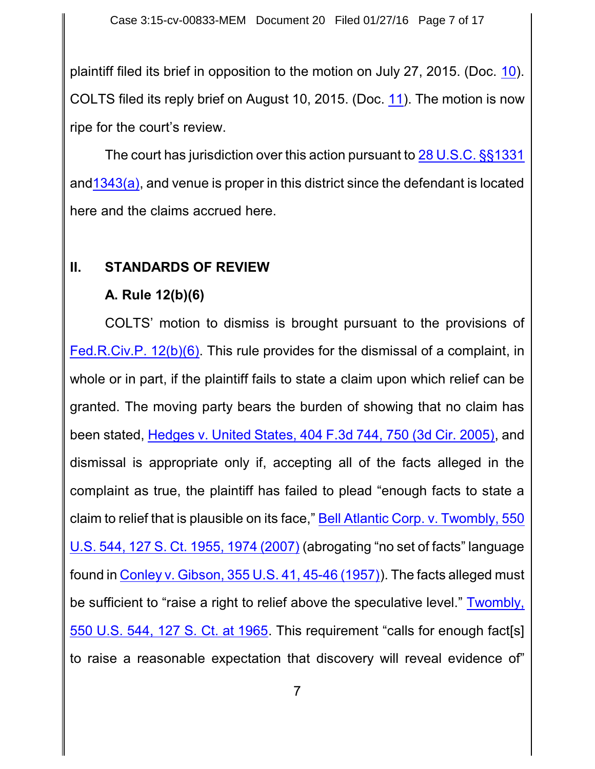plaintiff filed its brief in opposition to the motion on July 27, 2015. (Doc. 10). COLTS filed its reply brief on August 10, 2015. (Doc. 11). The motion is now ripe for the court's review.

The court has jurisdiction over this action pursuant to 28 U.S.C. §§1331 and1343(a), and venue is proper in this district since the defendant is located here and the claims accrued here.

## II. STANDARDS OF REVIEW

### A. Rule 12(b)(6)

COLTS' motion to dismiss is brought pursuant to the provisions of Fed.R.Civ.P. 12(b)(6). This rule provides for the dismissal of a complaint, in whole or in part, if the plaintiff fails to state a claim upon which relief can be granted. The moving party bears the burden of showing that no claim has been stated, Hedges v. United States, 404 F.3d 744, 750 (3d Cir. 2005), and dismissal is appropriate only if, accepting all of the facts alleged in the complaint as true, the plaintiff has failed to plead "enough facts to state a claim to relief that is plausible on its face," Bell Atlantic Corp. v. Twombly, 550 U.S. 544, 127 S. Ct. 1955, 1974 (2007) (abrogating "no set of facts" language found in Conley v. Gibson, 355 U.S. 41, 45-46 (1957)). The facts alleged must be sufficient to "raise a right to relief above the speculative level." Twombly, 550 U.S. 544, 127 S. Ct. at 1965. This requirement "calls for enough fact[s] to raise a reasonable expectation that discovery will reveal evidence of"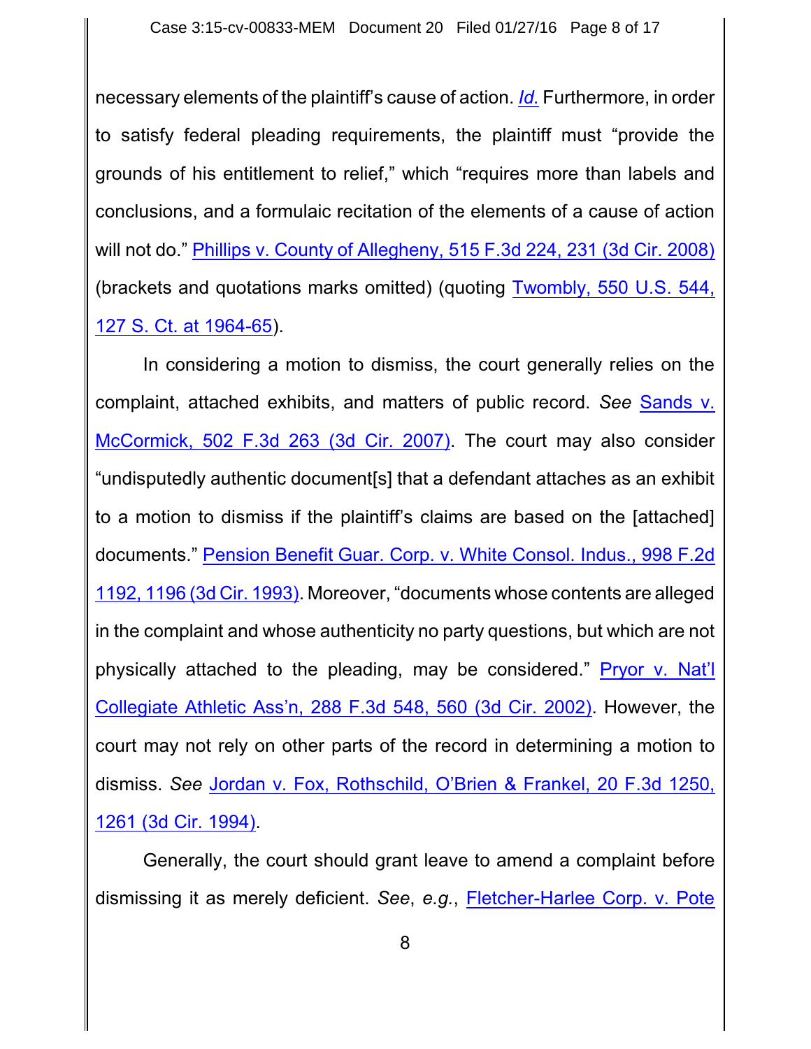necessary elements of the plaintiff's cause of action. *Id.* Furthermore, in order to satisfy federal pleading requirements, the plaintiff must "provide the grounds of his entitlement to relief," which "requires more than labels and conclusions, and a formulaic recitation of the elements of a cause of action will not do." Phillips v. County of Allegheny, 515 F.3d 224, 231 (3d Cir. 2008) (brackets and quotations marks omitted) (quoting Twombly, 550 U.S. 544, 127 S. Ct. at 1964-65).

In considering a motion to dismiss, the court generally relies on the complaint, attached exhibits, and matters of public record. *See* Sands v. McCormick, 502 F.3d 263 (3d Cir. 2007). The court may also consider "undisputedly authentic document[s] that a defendant attaches as an exhibit to a motion to dismiss if the plaintiff's claims are based on the [attached] documents." Pension Benefit Guar. Corp. v. White Consol. Indus., 998 F.2d 1192, 1196 (3d Cir. 1993). Moreover, "documents whose contents are alleged in the complaint and whose authenticity no party questions, but which are not physically attached to the pleading, may be considered." Pryor v. Nat'l Collegiate Athletic Ass'n, 288 F.3d 548, 560 (3d Cir. 2002). However, the court may not rely on other parts of the record in determining a motion to dismiss. *See* Jordan v. Fox, Rothschild, O'Brien & Frankel, 20 F.3d 1250, 1261 (3d Cir. 1994).

Generally, the court should grant leave to amend a complaint before dismissing it as merely deficient. *See*, *e.g.*, Fletcher-Harlee Corp. v. Pote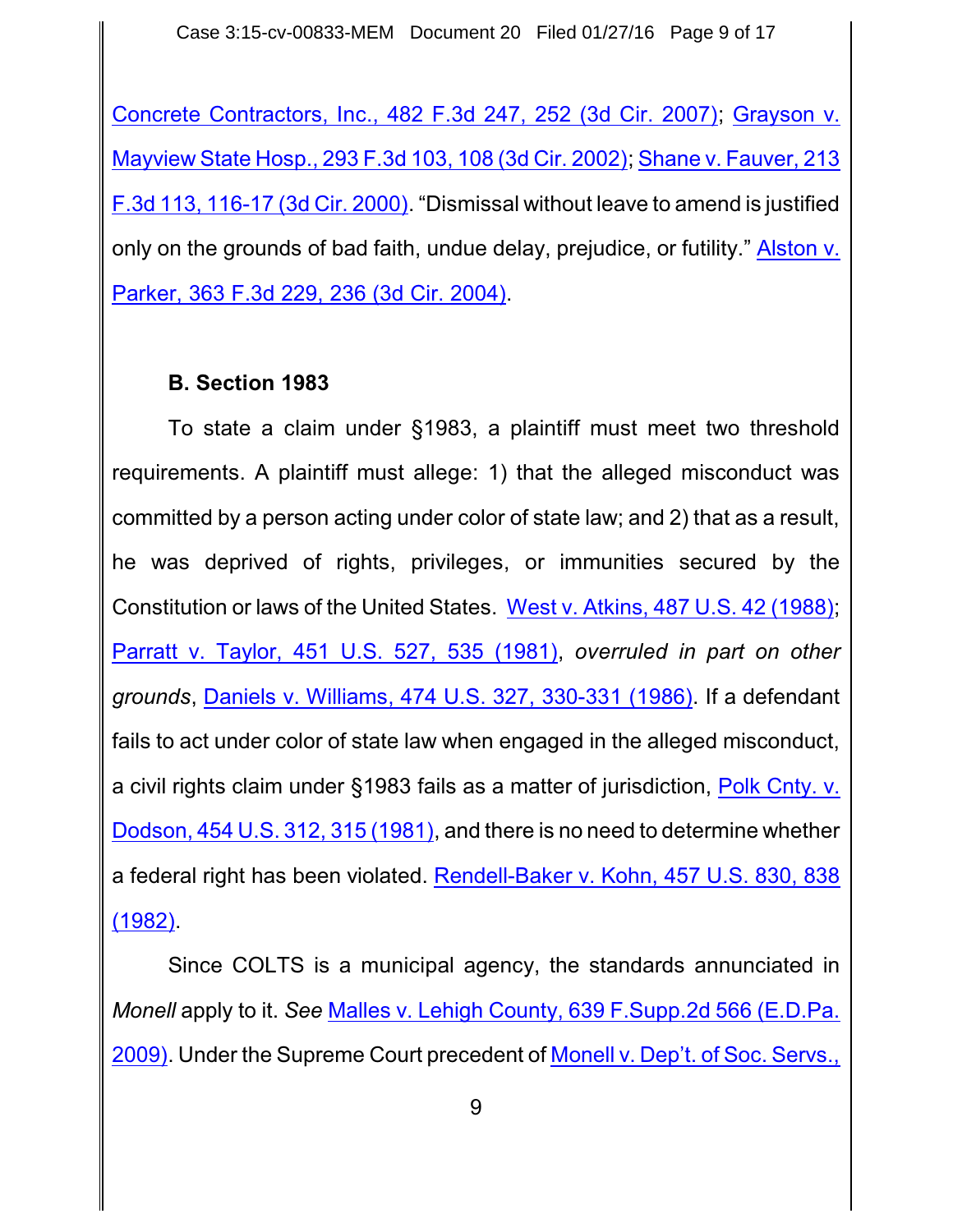Concrete Contractors, Inc., 482 F.3d 247, 252 (3d Cir. 2007); Grayson v. Mayview State Hosp., 293 F.3d 103, 108 (3d Cir. 2002); Shane v. Fauver, 213 F.3d 113, 116-17 (3d Cir. 2000). "Dismissal without leave to amend is justified only on the grounds of bad faith, undue delay, prejudice, or futility." Alston v. Parker, 363 F.3d 229, 236 (3d Cir. 2004).

**B. Section 1983**

To state a claim under §1983, a plaintiff must meet two threshold requirements. A plaintiff must allege: 1) that the alleged misconduct was committed by a person acting under color of state law; and 2) that as a result, he was deprived of rights, privileges, or immunities secured by the Constitution or laws of the United States. West v. Atkins, 487 U.S. 42 (1988); Parratt v. Taylor, 451 U.S. 527, 535 (1981), *overruled in part on other grounds*, Daniels v. Williams, 474 U.S. 327, 330-331 (1986). If a defendant fails to act under color of state law when engaged in the alleged misconduct, a civil rights claim under §1983 fails as a matter of jurisdiction, Polk Cnty. v. Dodson, 454 U.S. 312, 315 (1981), and there is no need to determine whether a federal right has been violated. Rendell-Baker v. Kohn, 457 U.S. 830, 838 (1982).

Since COLTS is a municipal agency, the standards annunciated in *Monell* apply to it. *See* Malles v. Lehigh County, 639 F.Supp.2d 566 (E.D.Pa. 2009). Under the Supreme Court precedent of Monell v. Dep't. of Soc. Servs.,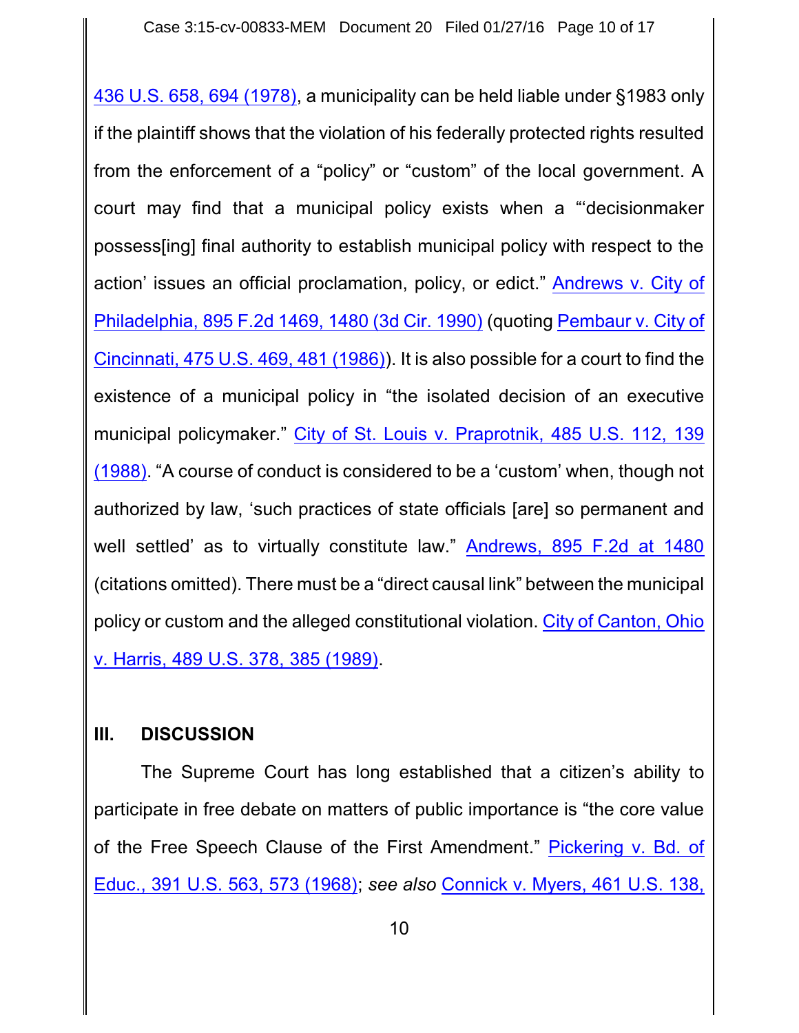436 U.S. 658, 694 (1978), a municipality can be held liable under §1983 only if the plaintiff shows that the violation of his federally protected rights resulted from the enforcement of a "policy" or "custom" of the local government. A court may find that a municipal policy exists when a "'decisionmaker possess[ing] final authority to establish municipal policy with respect to the action' issues an official proclamation, policy, or edict." Andrews v. City of Philadelphia, 895 F.2d 1469, 1480 (3d Cir. 1990) (quoting Pembaur v. City of Cincinnati, 475 U.S. 469, 481 (1986)). It is also possible for a court to find the existence of a municipal policy in "the isolated decision of an executive municipal policymaker." City of St. Louis v. Praprotnik, 485 U.S. 112, 139 (1988). "A course of conduct is considered to be a 'custom' when, though not authorized by law, 'such practices of state officials [are] so permanent and well settled' as to virtually constitute law." Andrews, 895 F.2d at 1480 (citations omitted). There must be a "direct causal link" between the municipal policy or custom and the alleged constitutional violation. City of Canton, Ohio v. Harris, 489 U.S. 378, 385 (1989).

## III. DISCUSSION

The Supreme Court has long established that a citizen's ability to participate in free debate on matters of public importance is "the core value of the Free Speech Clause of the First Amendment." Pickering v. Bd. of Educ., 391 U.S. 563, 573 (1968); *see also* Connick v. Myers, 461 U.S. 138,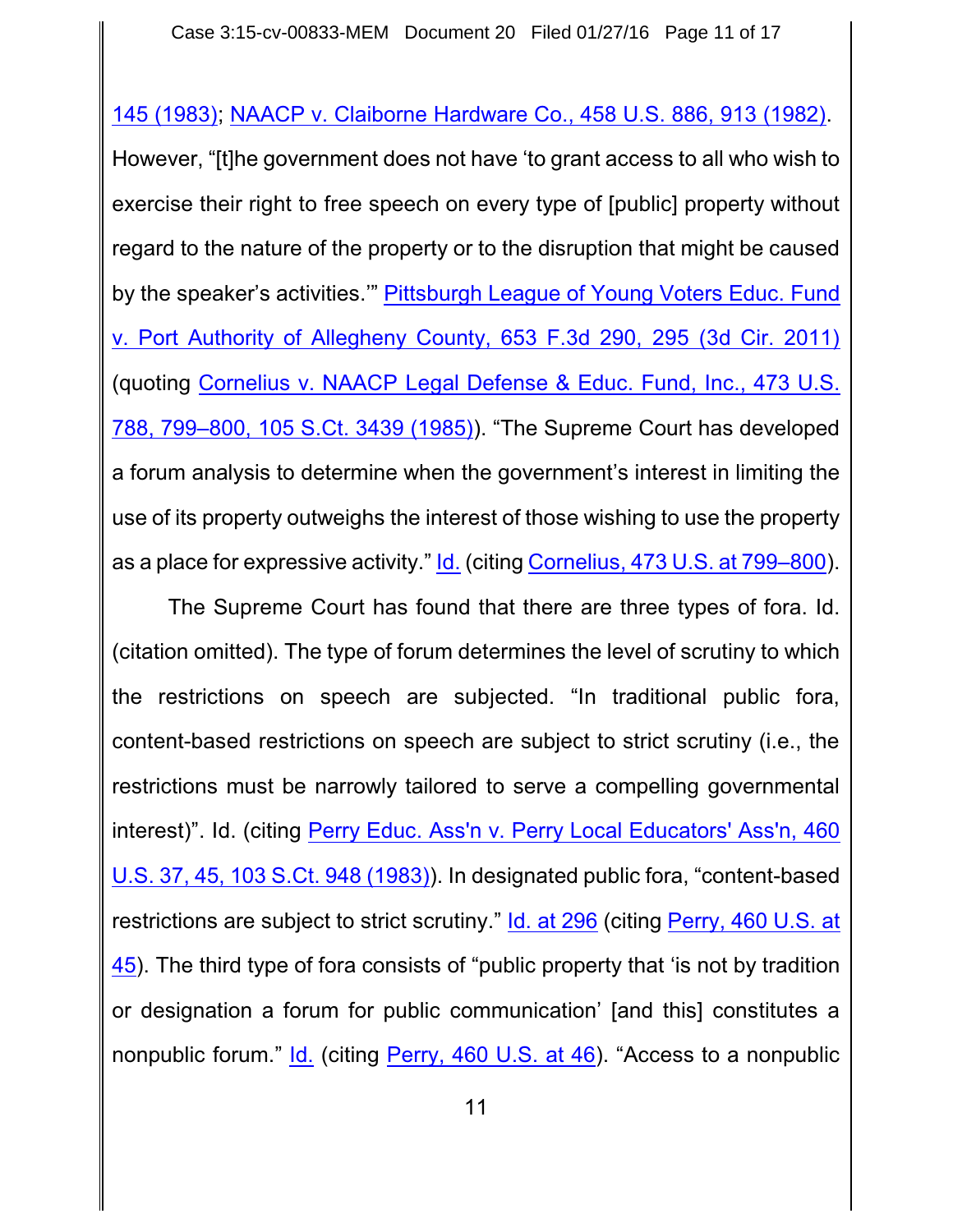145 (1983); NAACP v. Claiborne Hardware Co., 458 U.S. 886, 913 (1982). However, "[t]he government does not have 'to grant access to all who wish to exercise their right to free speech on every type of [public] property without regard to the nature of the property or to the disruption that might be caused by the speaker's activities.'" Pittsburgh League of Young Voters Educ. Fund v. Port Authority of Allegheny County, 653 F.3d 290, 295 (3d Cir. 2011) (quoting Cornelius v. NAACP Legal Defense & Educ. Fund, Inc., 473 U.S. 788, 799–800, 105 S.Ct. 3439 (1985)). "The Supreme Court has developed a forum analysis to determine when the government's interest in limiting the use of its property outweighs the interest of those wishing to use the property as a place for expressive activity." Id. (citing Cornelius, 473 U.S. at 799–800).

The Supreme Court has found that there are three types of fora. Id. (citation omitted). The type of forum determines the level of scrutiny to which the restrictions on speech are subjected. "In traditional public fora, content-based restrictions on speech are subject to strict scrutiny (i.e., the restrictions must be narrowly tailored to serve a compelling governmental interest)". Id. (citing Perry Educ. Ass'n v. Perry Local Educators' Ass'n, 460 U.S. 37, 45, 103 S.Ct. 948 (1983)). In designated public fora, "content-based restrictions are subject to strict scrutiny." Id. at 296 (citing Perry, 460 U.S. at 45). The third type of fora consists of "public property that 'is not by tradition or designation a forum for public communication' [and this] constitutes a nonpublic forum." Id. (citing Perry, 460 U.S. at 46). "Access to a nonpublic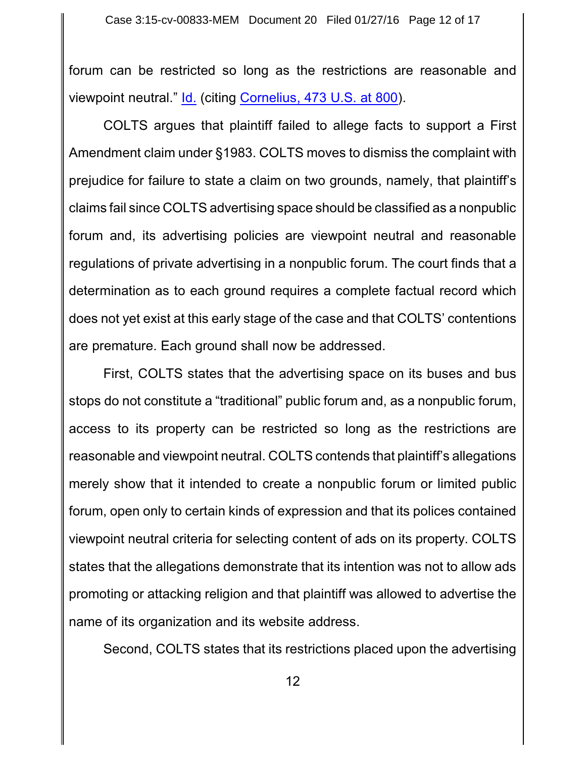forum can be restricted so long as the restrictions are reasonable and viewpoint neutral." Id. (citing Cornelius, 473 U.S. at 800).

COLTS argues that plaintiff failed to allege facts to support a First Amendment claim under §1983. COLTS moves to dismiss the complaint with prejudice for failure to state a claim on two grounds, namely, that plaintiff's claims fail since COLTS advertising space should be classified as a nonpublic forum and, its advertising policies are viewpoint neutral and reasonable regulations of private advertising in a nonpublic forum. The court finds that a determination as to each ground requires a complete factual record which does not yet exist at this early stage of the case and that COLTS' contentions are premature. Each ground shall now be addressed.

First, COLTS states that the advertising space on its buses and bus stops do not constitute a "traditional" public forum and, as a nonpublic forum, access to its property can be restricted so long as the restrictions are reasonable and viewpoint neutral. COLTS contends that plaintiff's allegations merely show that it intended to create a nonpublic forum or limited public forum, open only to certain kinds of expression and that its polices contained viewpoint neutral criteria for selecting content of ads on its property. COLTS states that the allegations demonstrate that its intention was not to allow ads promoting or attacking religion and that plaintiff was allowed to advertise the name of its organization and its website address.

Second, COLTS states that its restrictions placed upon the advertising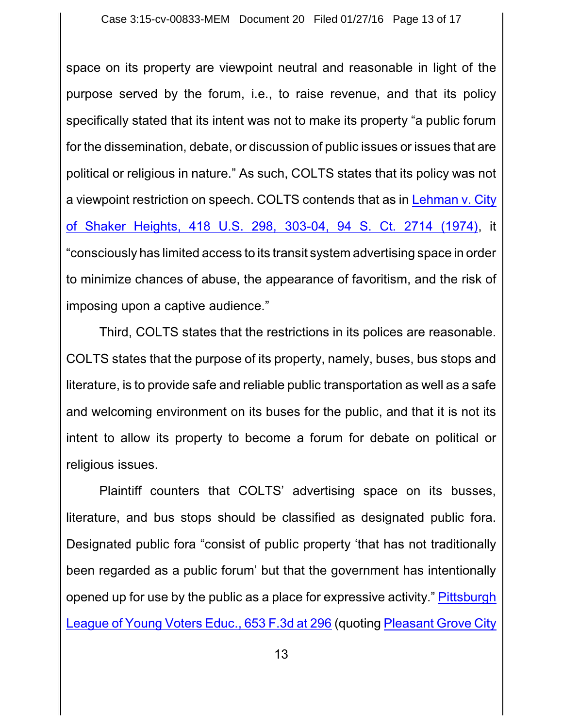space on its property are viewpoint neutral and reasonable in light of the purpose served by the forum, i.e., to raise revenue, and that its policy specifically stated that its intent was not to make its property "a public forum for the dissemination, debate, or discussion of public issues or issues that are political or religious in nature." As such, COLTS states that its policy was not a viewpoint restriction on speech. COLTS contends that as in Lehman v. City of Shaker Heights, 418 U.S. 298, 303-04, 94 S. Ct. 2714 (1974), it "consciously has limited access to its transit system advertising space in order to minimize chances of abuse, the appearance of favoritism, and the risk of imposing upon a captive audience."

Third, COLTS states that the restrictions in its polices are reasonable. COLTS states that the purpose of its property, namely, buses, bus stops and literature, is to provide safe and reliable public transportation as well as a safe and welcoming environment on its buses for the public, and that it is not its intent to allow its property to become a forum for debate on political or religious issues.

Plaintiff counters that COLTS' advertising space on its busses, literature, and bus stops should be classified as designated public fora. Designated public fora "consist of public property 'that has not traditionally been regarded as a public forum' but that the government has intentionally opened up for use by the public as a place for expressive activity." Pittsburgh League of Young Voters Educ., 653 F.3d at 296 (quoting Pleasant Grove City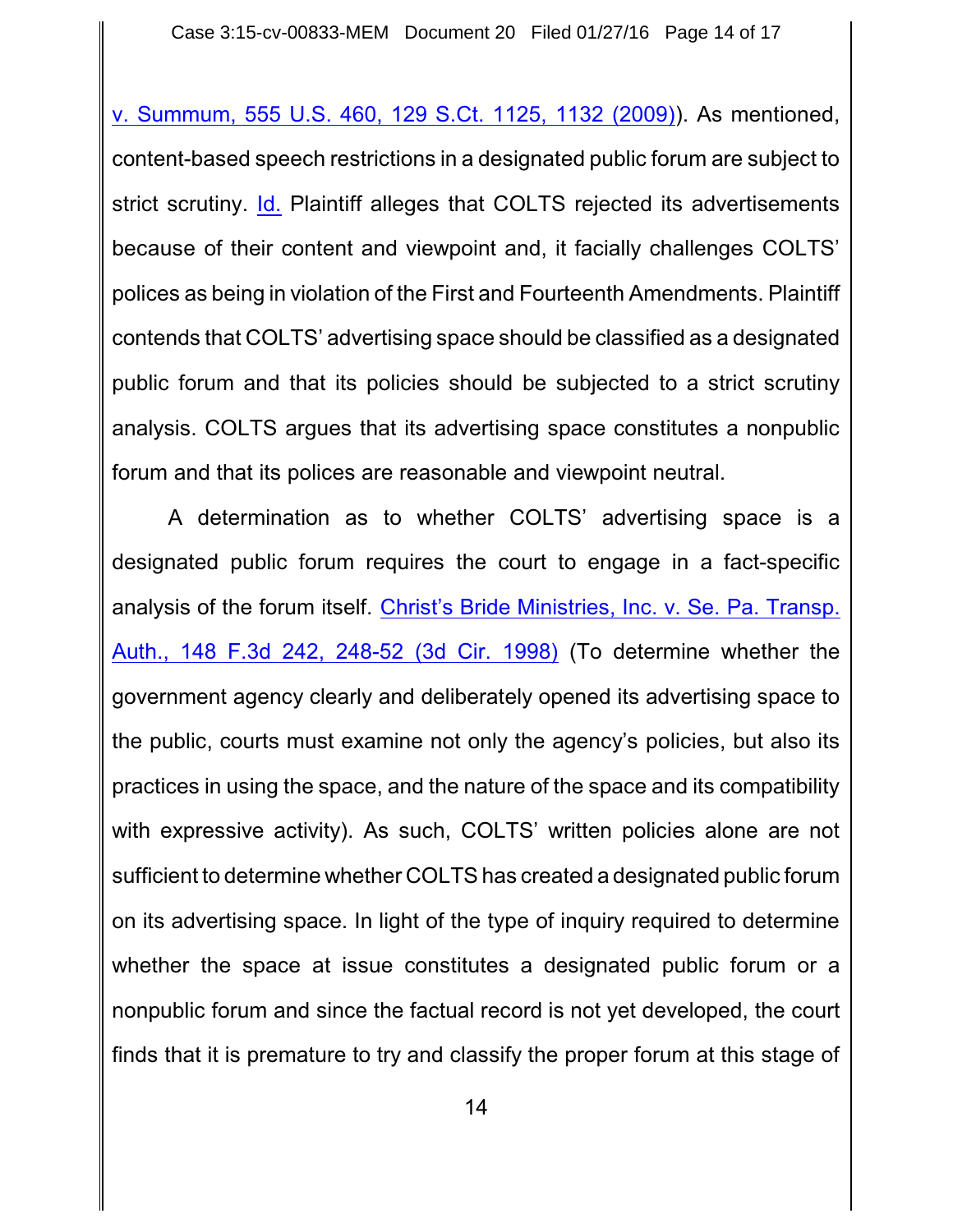v. Summum, 555 U.S. 460, 129 S.Ct. 1125, 1132 (2009)). As mentioned, content-based speech restrictions in a designated public forum are subject to strict scrutiny. Id. Plaintiff alleges that COLTS rejected its advertisements because of their content and viewpoint and, it facially challenges COLTS' polices as being in violation of the First and Fourteenth Amendments. Plaintiff contends that COLTS' advertising space should be classified as a designated public forum and that its policies should be subjected to a strict scrutiny analysis. COLTS argues that its advertising space constitutes a nonpublic forum and that its polices are reasonable and viewpoint neutral.

A determination as to whether COLTS' advertising space is a designated public forum requires the court to engage in a fact-specific analysis of the forum itself. Christ's Bride Ministries, Inc. v. Se. Pa. Transp. Auth., 148 F.3d 242, 248-52 (3d Cir. 1998) (To determine whether the government agency clearly and deliberately opened its advertising space to the public, courts must examine not only the agency's policies, but also its practices in using the space, and the nature of the space and its compatibility with expressive activity). As such, COLTS' written policies alone are not sufficient to determine whether COLTS has created a designated public forum on its advertising space. In light of the type of inquiry required to determine whether the space at issue constitutes a designated public forum or a nonpublic forum and since the factual record is not yet developed, the court finds that it is premature to try and classify the proper forum at this stage of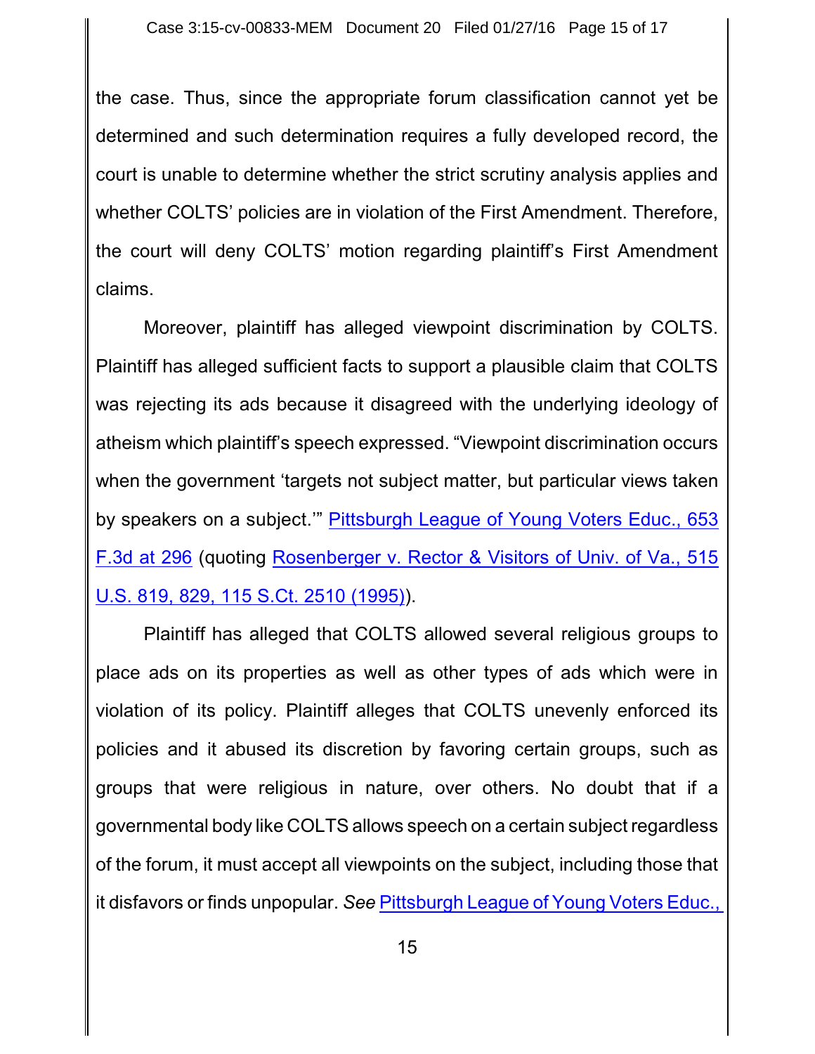the case. Thus, since the appropriate forum classification cannot yet be determined and such determination requires a fully developed record, the court is unable to determine whether the strict scrutiny analysis applies and whether COLTS' policies are in violation of the First Amendment. Therefore, the court will deny COLTS' motion regarding plaintiff's First Amendment claims.

Moreover, plaintiff has alleged viewpoint discrimination by COLTS. Plaintiff has alleged sufficient facts to support a plausible claim that COLTS was rejecting its ads because it disagreed with the underlying ideology of atheism which plaintiff's speech expressed. "Viewpoint discrimination occurs when the government 'targets not subject matter, but particular views taken by speakers on a subject.'" Pittsburgh League of Young Voters Educ., 653 F.3d at 296 (quoting Rosenberger v. Rector & Visitors of Univ. of Va., 515 U.S. 819, 829, 115 S.Ct. 2510 (1995)).

Plaintiff has alleged that COLTS allowed several religious groups to place ads on its properties as well as other types of ads which were in violation of its policy. Plaintiff alleges that COLTS unevenly enforced its policies and it abused its discretion by favoring certain groups, such as groups that were religious in nature, over others. No doubt that if a governmental body like COLTS allows speech on a certain subject regardless of the forum, it must accept all viewpoints on the subject, including those that it disfavors or finds unpopular. *See* Pittsburgh League of Young Voters Educ.,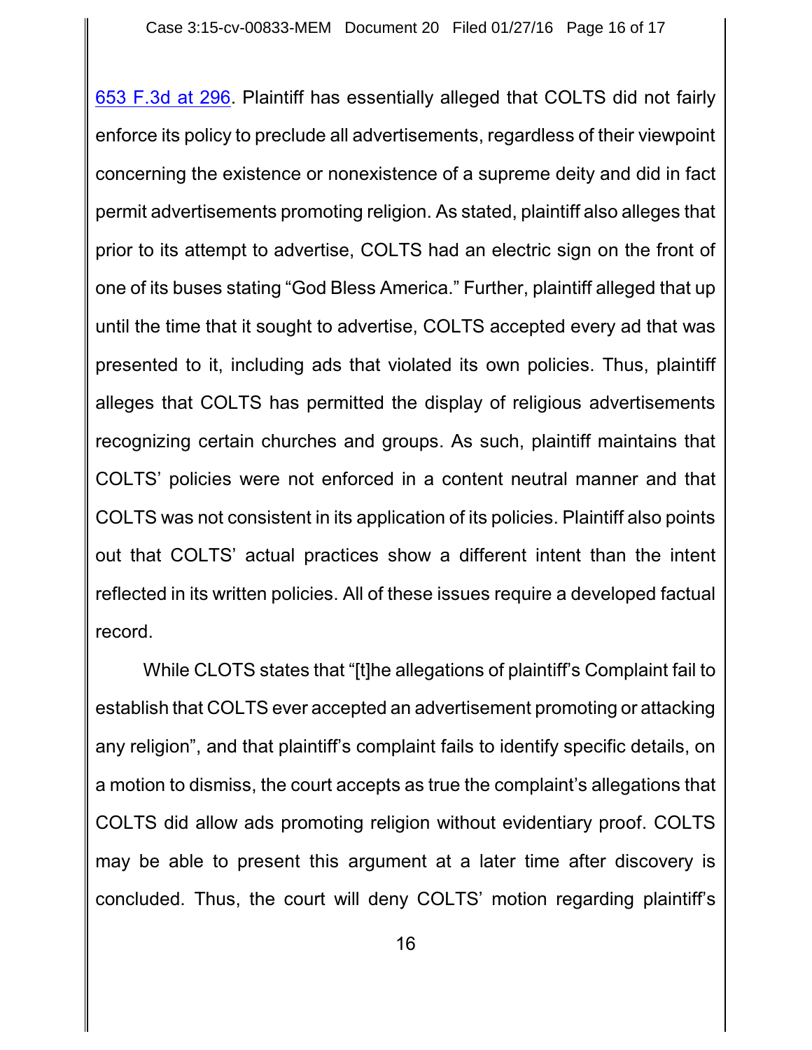653 F.3d at 296. Plaintiff has essentially alleged that COLTS did not fairly enforce its policy to preclude all advertisements, regardless of their viewpoint concerning the existence or nonexistence of a supreme deity and did in fact permit advertisements promoting religion. As stated, plaintiff also alleges that prior to its attempt to advertise, COLTS had an electric sign on the front of one of its buses stating "God Bless America." Further, plaintiff alleged that up until the time that it sought to advertise, COLTS accepted every ad that was presented to it, including ads that violated its own policies. Thus, plaintiff alleges that COLTS has permitted the display of religious advertisements recognizing certain churches and groups. As such, plaintiff maintains that COLTS' policies were not enforced in a content neutral manner and that COLTS was not consistent in its application of its policies. Plaintiff also points out that COLTS' actual practices show a different intent than the intent reflected in its written policies. All of these issues require a developed factual record.

While CLOTS states that "[t]he allegations of plaintiff's Complaint fail to establish that COLTS ever accepted an advertisement promoting or attacking any religion", and that plaintiff's complaint fails to identify specific details, on a motion to dismiss, the court accepts as true the complaint's allegations that COLTS did allow ads promoting religion without evidentiary proof. COLTS may be able to present this argument at a later time after discovery is concluded. Thus, the court will deny COLTS' motion regarding plaintiff's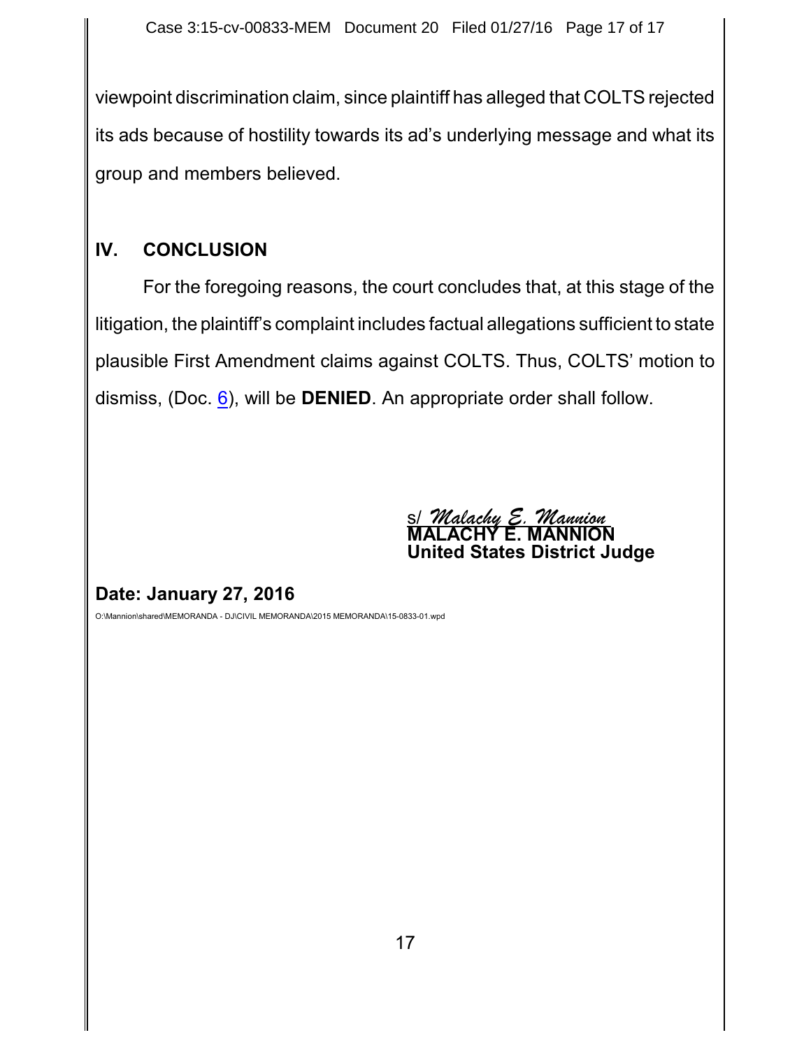viewpoint discrimination claim, since plaintiff has alleged that COLTS rejected its ads because of hostility towards its ad's underlying message and what its group and members believed.

## IV. CONCLUSION

For the foregoing reasons, the court concludes that, at this stage of the litigation, the plaintiff's complaint includes factual allegations sufficient to state plausible First Amendment claims against COLTS. Thus, COLTS' motion to dismiss, (Doc. 6), will be **DENIED**. An appropriate order shall follow.

s/ *Malachy E. Mannion*
**MALACHY E. MANNION**
**United States District Judge**

**Date: January 27, 2016**

O:\Mannion\shared\MEMORANDA - DJ\CIVIL MEMORANDA\2015 MEMORANDA\15-0833-01.wpd